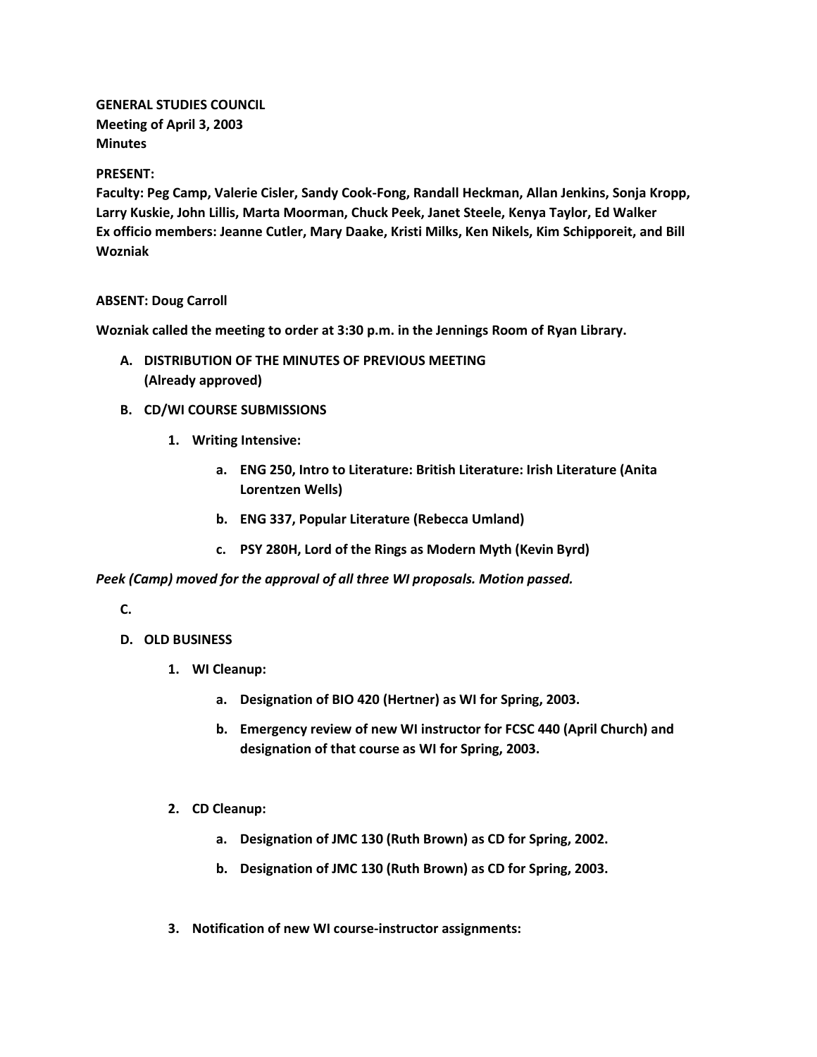**GENERAL STUDIES COUNCIL**
**Meeting of April 3, 2003**
**Minutes**

**PRESENT:**
**Faculty: Peg Camp, Valerie Cisler, Sandy Cook-Fong, Randall Heckman, Allan Jenkins, Sonja Kropp, Larry Kuskie, John Lillis, Marta Moorman, Chuck Peek, Janet Steele, Kenya Taylor, Ed Walker**
**Ex officio members: Jeanne Cutler, Mary Daake, Kristi Milks, Ken Nikels, Kim Schipporeit, and Bill Wozniak**

**ABSENT: Doug Carroll**

**Wozniak called the meeting to order at 3:30 p.m. in the Jennings Room of Ryan Library.**

A. **DISTRIBUTION OF THE MINUTES OF PREVIOUS MEETING**
   **(Already approved)**

B. **CD/WI COURSE SUBMISSIONS**

   1. **Writing Intensive:**

      a. **ENG 250, Intro to Literature: British Literature: Irish Literature (Anita Lorentzen Wells)**

      b. **ENG 337, Popular Literature (Rebecca Umland)**

      c. **PSY 280H, Lord of the Rings as Modern Myth (Kevin Byrd)**

***Peek (Camp) moved for the approval of all three WI proposals. Motion passed.***

C.

D. **OLD BUSINESS**

   1. **WI Cleanup:**

      a. **Designation of BIO 420 (Hertner) as WI for Spring, 2003.**

      b. **Emergency review of new WI instructor for FCSC 440 (April Church) and designation of that course as WI for Spring, 2003.**

   2. **CD Cleanup:**

      a. **Designation of JMC 130 (Ruth Brown) as CD for Spring, 2002.**

      b. **Designation of JMC 130 (Ruth Brown) as CD for Spring, 2003.**

   3. **Notification of new WI course-instructor assignments:**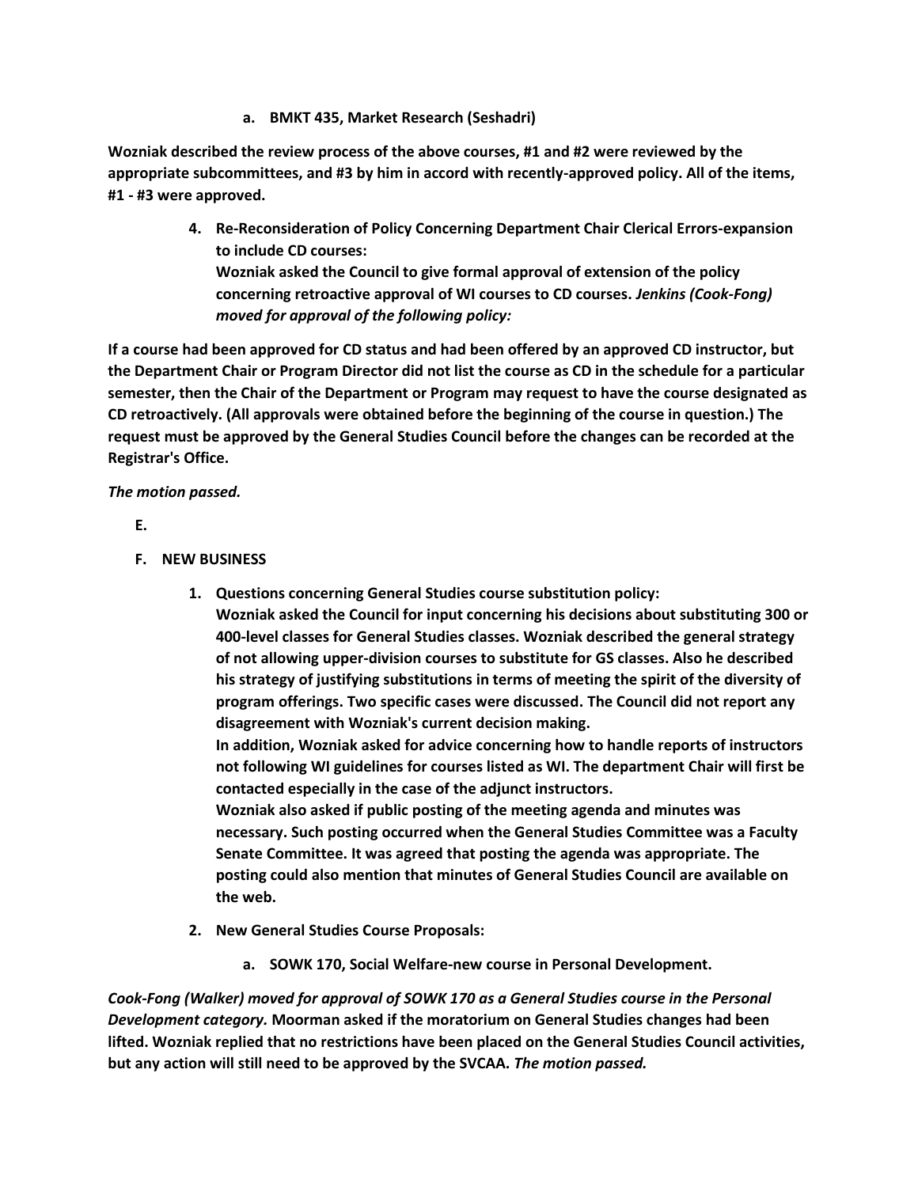a. **BMKT 435, Market Research (Seshadri)**

**Wozniak described the review process of the above courses, #1 and #2 were reviewed by the appropriate subcommittees, and #3 by him in accord with recently-approved policy. All of the items, #1 - #3 were approved.**

4. **Re-Reconsideration of Policy Concerning Department Chair Clerical Errors-expansion to include CD courses:**
   **Wozniak asked the Council to give formal approval of extension of the policy concerning retroactive approval of WI courses to CD courses.** ***Jenkins (Cook-Fong) moved for approval of the following policy:***

**If a course had been approved for CD status and had been offered by an approved CD instructor, but the Department Chair or Program Director did not list the course as CD in the schedule for a particular semester, then the Chair of the Department or Program may request to have the course designated as CD retroactively. (All approvals were obtained before the beginning of the course in question.) The request must be approved by the General Studies Council before the changes can be recorded at the Registrar's Office.**

***The motion passed.***

**E.**

**F. NEW BUSINESS**

1. **Questions concerning General Studies course substitution policy:**
   **Wozniak asked the Council for input concerning his decisions about substituting 300 or 400-level classes for General Studies classes. Wozniak described the general strategy of not allowing upper-division courses to substitute for GS classes. Also he described his strategy of justifying substitutions in terms of meeting the spirit of the diversity of program offerings. Two specific cases were discussed. The Council did not report any disagreement with Wozniak's current decision making.**
   **In addition, Wozniak asked for advice concerning how to handle reports of instructors not following WI guidelines for courses listed as WI. The department Chair will first be contacted especially in the case of the adjunct instructors.**
   **Wozniak also asked if public posting of the meeting agenda and minutes was necessary. Such posting occurred when the General Studies Committee was a Faculty Senate Committee. It was agreed that posting the agenda was appropriate. The posting could also mention that minutes of General Studies Council are available on the web.**

2. **New General Studies Course Proposals:**

   a. **SOWK 170, Social Welfare-new course in Personal Development.**

***Cook-Fong (Walker) moved for approval of SOWK 170 as a General Studies course in the Personal Development category.*** **Moorman asked if the moratorium on General Studies changes had been lifted. Wozniak replied that no restrictions have been placed on the General Studies Council activities, but any action will still need to be approved by the SVCAA.** ***The motion passed.***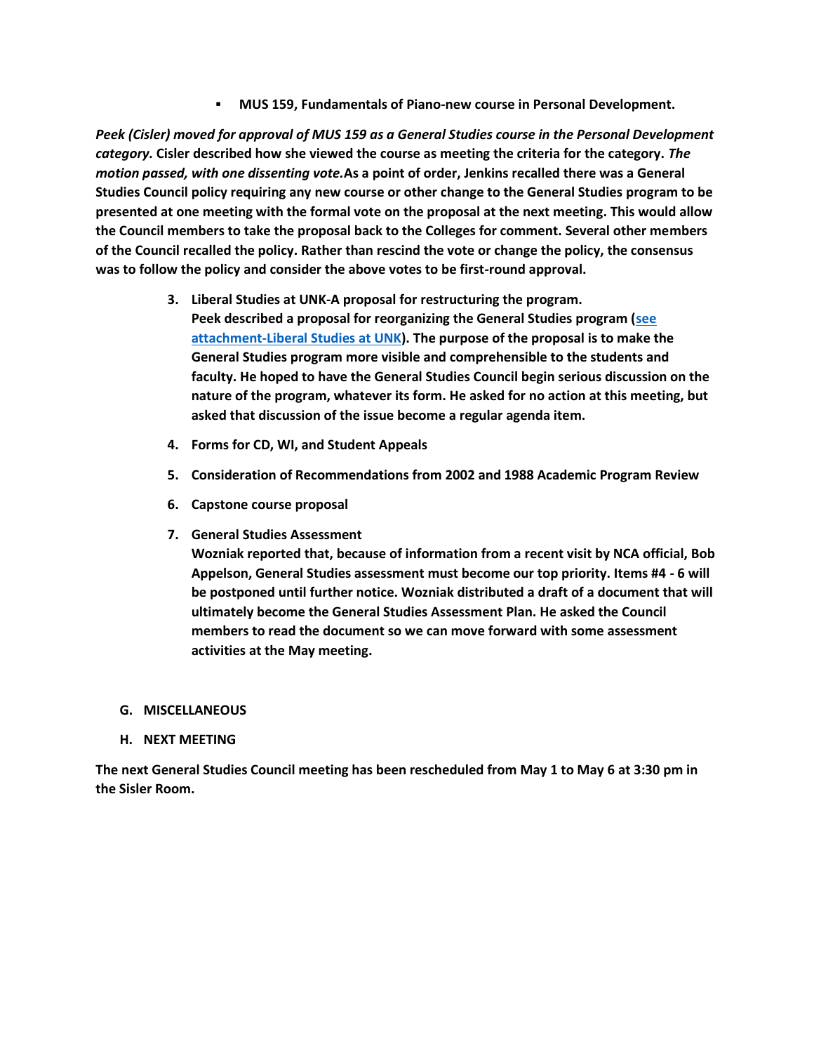- **MUS 159, Fundamentals of Piano-new course in Personal Development.**

***Peek (Cisler) moved for approval of MUS 159 as a General Studies course in the Personal Development category.*** **Cisler described how she viewed the course as meeting the criteria for the category.** ***The motion passed, with one dissenting vote.*****As a point of order, Jenkins recalled there was a General Studies Council policy requiring any new course or other change to the General Studies program to be presented at one meeting with the formal vote on the proposal at the next meeting. This would allow the Council members to take the proposal back to the Colleges for comment. Several other members of the Council recalled the policy. Rather than rescind the vote or change the policy, the consensus was to follow the policy and consider the above votes to be first-round approval.**

3. **Liberal Studies at UNK-A proposal for restructuring the program.**
   **Peek described a proposal for reorganizing the General Studies program ([see attachment-Liberal Studies at UNK]). The purpose of the proposal is to make the General Studies program more visible and comprehensible to the students and faculty. He hoped to have the General Studies Council begin serious discussion on the nature of the program, whatever its form. He asked for no action at this meeting, but asked that discussion of the issue become a regular agenda item.**

4. **Forms for CD, WI, and Student Appeals**

5. **Consideration of Recommendations from 2002 and 1988 Academic Program Review**

6. **Capstone course proposal**

7. **General Studies Assessment**
   **Wozniak reported that, because of information from a recent visit by NCA official, Bob Appelson, General Studies assessment must become our top priority. Items #4 - 6 will be postponed until further notice. Wozniak distributed a draft of a document that will ultimately become the General Studies Assessment Plan. He asked the Council members to read the document so we can move forward with some assessment activities at the May meeting.**

**G. MISCELLANEOUS**

**H. NEXT MEETING**

**The next General Studies Council meeting has been rescheduled from May 1 to May 6 at 3:30 pm in the Sisler Room.**